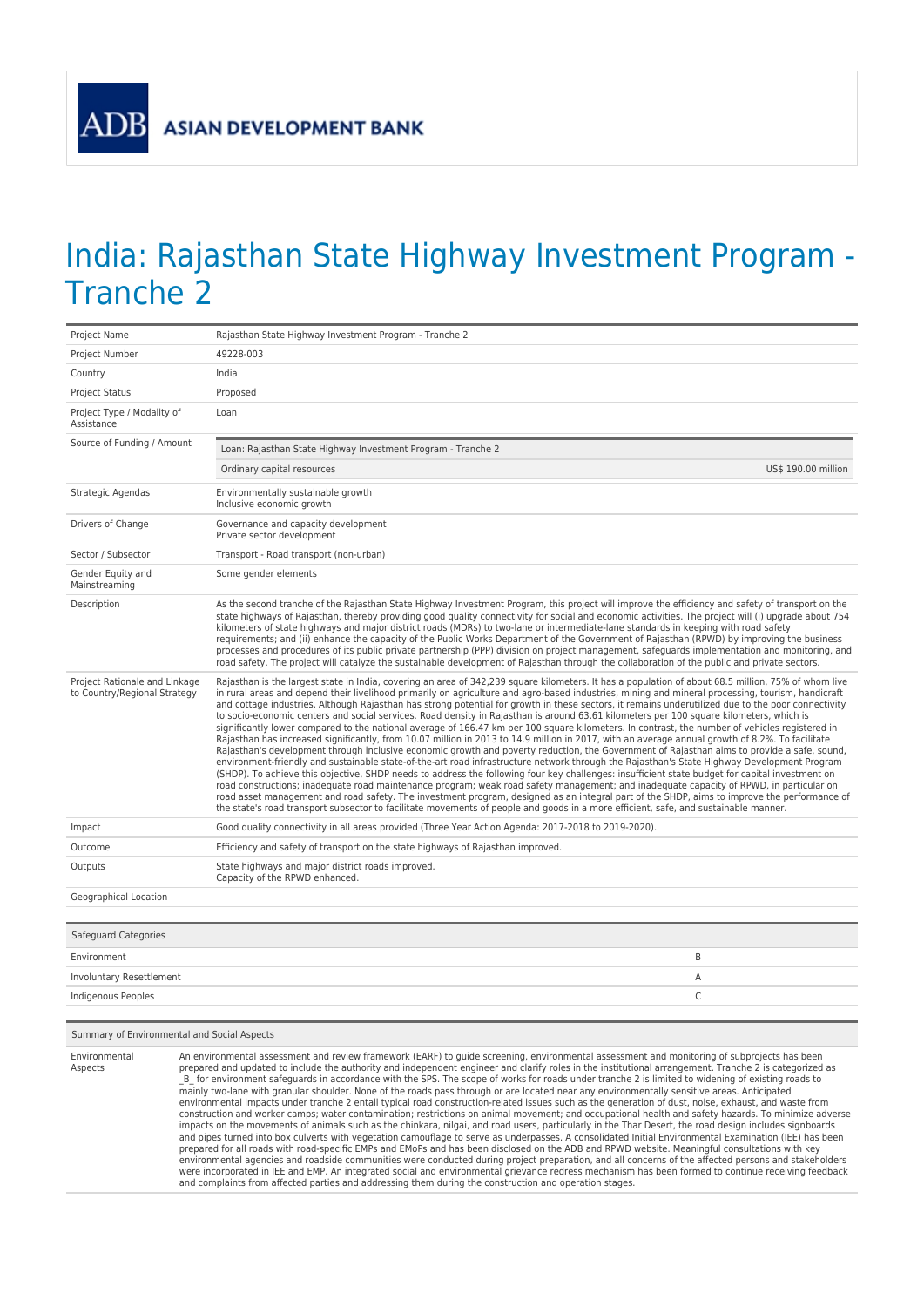ADB ASIAN DEVELOPMENT BANK

# India: Rajasthan State Highway Investment Program - Tranche 2

| | |
|---|---|
| Project Name | Rajasthan State Highway Investment Program - Tranche 2 |
| Project Number | 49228-003 |
| Country | India |
| Project Status | Proposed |
| Project Type / Modality of Assistance | Loan |
| Source of Funding / Amount | Loan: Rajasthan State Highway Investment Program - Tranche 2<br>Ordinary capital resources US$ 190.00 million |
| Strategic Agendas | Environmentally sustainable growth<br>Inclusive economic growth |
| Drivers of Change | Governance and capacity development<br>Private sector development |
| Sector / Subsector | Transport - Road transport (non-urban) |
| Gender Equity and Mainstreaming | Some gender elements |
| Description | As the second tranche of the Rajasthan State Highway Investment Program, this project will improve the efficiency and safety of transport on the state highways of Rajasthan, thereby providing good quality connectivity for social and economic activities. The project will (i) upgrade about 754 kilometers of state highways and major district roads (MDRs) to two-lane or intermediate-lane standards in keeping with road safety requirements; and (ii) enhance the capacity of the Public Works Department of the Government of Rajasthan (RPWD) by improving the business processes and procedures of its public private partnership (PPP) division on project management, safeguards implementation and monitoring, and road safety. The project will catalyze the sustainable development of Rajasthan through the collaboration of the public and private sectors. |
| Project Rationale and Linkage to Country/Regional Strategy | Rajasthan is the largest state in India, covering an area of 342,239 square kilometers. It has a population of about 68.5 million, 75% of whom live in rural areas and depend their livelihood primarily on agriculture and agro-based industries, mining and mineral processing, tourism, handicraft and cottage industries. Although Rajasthan has strong potential for growth in these sectors, it remains underutilized due to the poor connectivity to socio-economic centers and social services. Road density in Rajasthan is around 63.61 kilometers per 100 square kilometers, which is significantly lower compared to the national average of 166.47 km per 100 square kilometers. In contrast, the number of vehicles registered in Rajasthan has increased significantly, from 10.07 million in 2013 to 14.9 million in 2017, with an average annual growth of 8.2%. To facilitate Rajasthan's development through inclusive economic growth and poverty reduction, the Government of Rajasthan aims to provide a safe, sound, environment-friendly and sustainable state-of-the-art road infrastructure network through the Rajasthan's State Highway Development Program (SHDP). To achieve this objective, SHDP needs to address the following four key challenges: insufficient state budget for capital investment on road constructions; inadequate road maintenance program; weak road safety management; and inadequate capacity of RPWD, in particular on road asset management and road safety. The investment program, designed as an integral part of the SHDP, aims to improve the performance of the state's road transport subsector to facilitate movements of people and goods in a more efficient, safe, and sustainable manner. |
| Impact | Good quality connectivity in all areas provided (Three Year Action Agenda: 2017-2018 to 2019-2020). |
| Outcome | Efficiency and safety of transport on the state highways of Rajasthan improved. |
| Outputs | State highways and major district roads improved.<br>Capacity of the RPWD enhanced. |
| Geographical Location | |

| Safeguard Categories | |
|---|---|
| Environment | B |
| Involuntary Resettlement | A |
| Indigenous Peoples | C |

| Summary of Environmental and Social Aspects | |
|---|---|
| Environmental Aspects | An environmental assessment and review framework (EARF) to guide screening, environmental assessment and monitoring of subprojects has been prepared and updated to include the authority and independent engineer and clarify roles in the institutional arrangement. Tranche 2 is categorized as _B_ for environment safeguards in accordance with the SPS. The scope of works for roads under tranche 2 is limited to widening of existing roads to mainly two-lane with granular shoulder. None of the roads pass through or are located near any environmentally sensitive areas. Anticipated environmental impacts under tranche 2 entail typical road construction-related issues such as the generation of dust, noise, exhaust, and waste from construction and worker camps; water contamination; restrictions on animal movement; and occupational health and safety hazards. To minimize adverse impacts on the movements of animals such as the chinkara, nilgai, and road users, particularly in the Thar Desert, the road design includes signboards and pipes turned into box culverts with vegetation camouflage to serve as underpasses. A consolidated Initial Environmental Examination (IEE) has been prepared for all roads with road-specific EMPs and EMoPs and has been disclosed on the ADB and RPWD website. Meaningful consultations with key environmental agencies and roadside communities were conducted during project preparation, and all concerns of the affected persons and stakeholders were incorporated in IEE and EMP. An integrated social and environmental grievance redress mechanism has been formed to continue receiving feedback and complaints from affected parties and addressing them during the construction and operation stages. |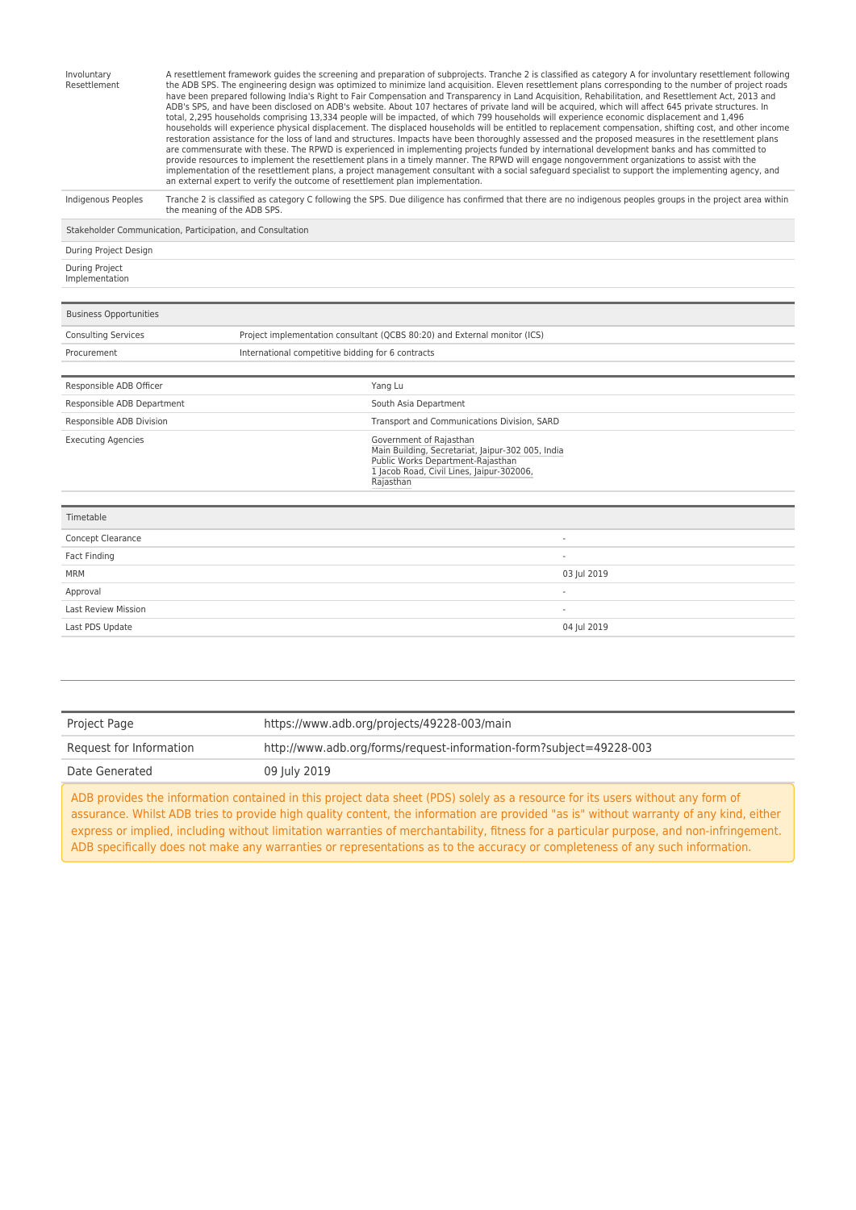| | |
|---|---|
| Involuntary Resettlement | A resettlement framework guides the screening and preparation of subprojects. Tranche 2 is classified as category A for involuntary resettlement following the ADB SPS. The engineering design was optimized to minimize land acquisition. Eleven resettlement plans corresponding to the number of project roads have been prepared following India's Right to Fair Compensation and Transparency in Land Acquisition, Rehabilitation, and Resettlement Act, 2013 and ADB's SPS, and have been disclosed on ADB's website. About 107 hectares of private land will be acquired, which will affect 645 private structures. In total, 2,295 households comprising 13,334 people will be impacted, of which 799 households will experience economic displacement and 1,496 households will experience physical displacement. The displaced households will be entitled to replacement compensation, shifting cost, and other income restoration assistance for the loss of land and structures. Impacts have been thoroughly assessed and the proposed measures in the resettlement plans are commensurate with these. The RPWD is experienced in implementing projects funded by international development banks and has committed to provide resources to implement the resettlement plans in a timely manner. The RPWD will engage nongovernment organizations to assist with the implementation of the resettlement plans, a project management consultant with a social safeguard specialist to support the implementing agency, and an external expert to verify the outcome of resettlement plan implementation. |
| Indigenous Peoples | Tranche 2 is classified as category C following the SPS. Due diligence has confirmed that there are no indigenous peoples groups in the project area within the meaning of the ADB SPS. |

| Stakeholder Communication, Participation, and Consultation | |
|---|---|
| During Project Design | |
| During Project Implementation | |

| Business Opportunities | |
|---|---|
| Consulting Services | Project implementation consultant (QCBS 80:20) and External monitor (ICS) |
| Procurement | International competitive bidding for 6 contracts |

| | |
|---|---|
| Responsible ADB Officer | Yang Lu |
| Responsible ADB Department | South Asia Department |
| Responsible ADB Division | Transport and Communications Division, SARD |
| Executing Agencies | Government of Rajasthan<br>Main Building, Secretariat, Jaipur-302 005, India<br>Public Works Department-Rajasthan<br>1 Jacob Road, Civil Lines, Jaipur-302006, Rajasthan |

| Timetable | |
|---|---|
| Concept Clearance | - |
| Fact Finding | - |
| MRM | 03 Jul 2019 |
| Approval | - |
| Last Review Mission | - |
| Last PDS Update | 04 Jul 2019 |

| | |
|---|---|
| Project Page | https://www.adb.org/projects/49228-003/main |
| Request for Information | http://www.adb.org/forms/request-information-form?subject=49228-003 |
| Date Generated | 09 July 2019 |

ADB provides the information contained in this project data sheet (PDS) solely as a resource for its users without any form of assurance. Whilst ADB tries to provide high quality content, the information are provided "as is" without warranty of any kind, either express or implied, including without limitation warranties of merchantability, fitness for a particular purpose, and non-infringement. ADB specifically does not make any warranties or representations as to the accuracy or completeness of any such information.